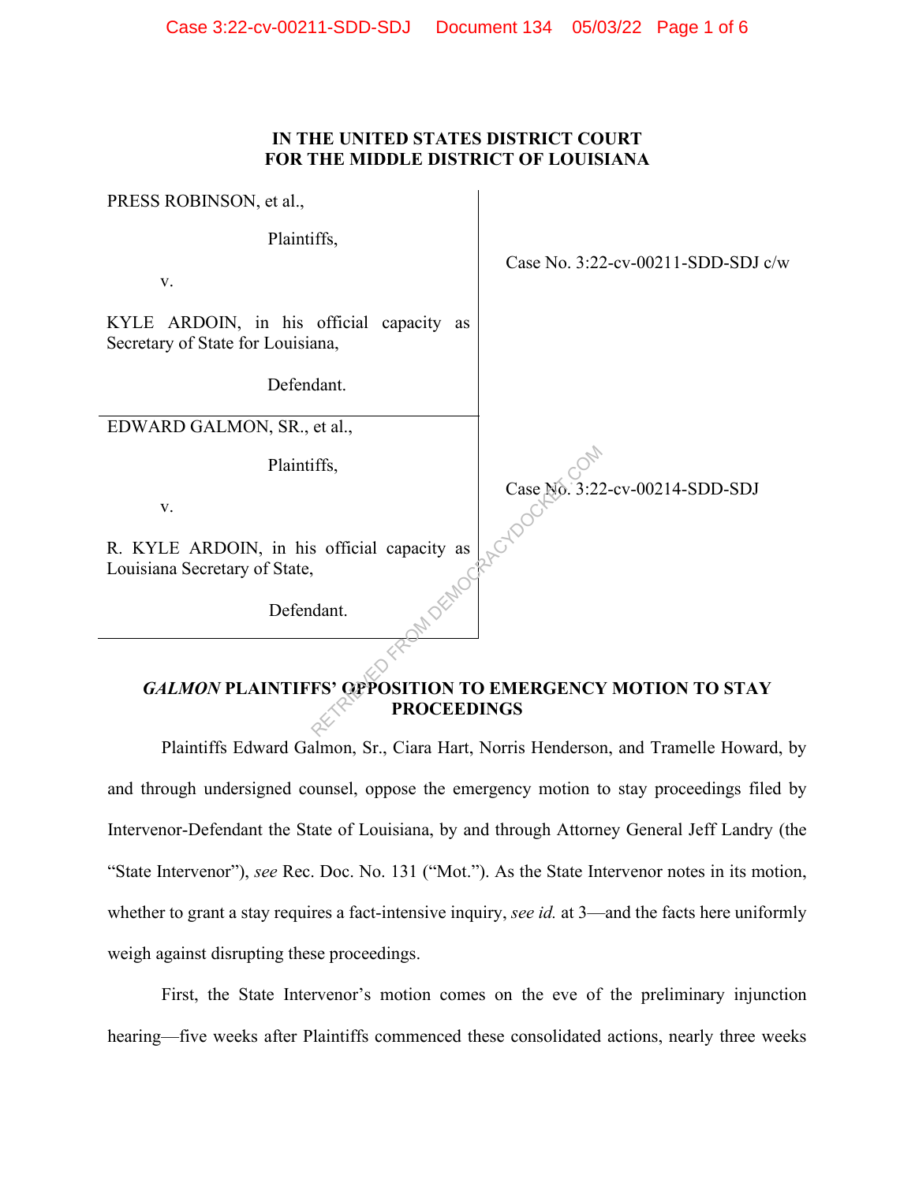**IN THE UNITED STATES DISTRICT COURT**
**FOR THE MIDDLE DISTRICT OF LOUISIANA**

| | |
|---|---|
| PRESS ROBINSON, et al.,<br><br>Plaintiffs,<br><br>v.<br><br>KYLE ARDOIN, in his official capacity as Secretary of State for Louisiana,<br><br>Defendant. | Case No. 3:22-cv-00211-SDD-SDJ c/w |
| EDWARD GALMON, SR., et al.,<br><br>Plaintiffs,<br><br>v.<br><br>R. KYLE ARDOIN, in his official capacity as Louisiana Secretary of State,<br><br>Defendant. | Case No. 3:22-cv-00214-SDD-SDJ |

## *GALMON* PLAINTIFFS' OPPOSITION TO EMERGENCY MOTION TO STAY PROCEEDINGS

Plaintiffs Edward Galmon, Sr., Ciara Hart, Norris Henderson, and Tramelle Howard, by and through undersigned counsel, oppose the emergency motion to stay proceedings filed by Intervenor-Defendant the State of Louisiana, by and through Attorney General Jeff Landry (the "State Intervenor"), *see* Rec. Doc. No. 131 ("Mot."). As the State Intervenor notes in its motion, whether to grant a stay requires a fact-intensive inquiry, *see id.* at 3—and the facts here uniformly weigh against disrupting these proceedings.

First, the State Intervenor's motion comes on the eve of the preliminary injunction hearing—five weeks after Plaintiffs commenced these consolidated actions, nearly three weeks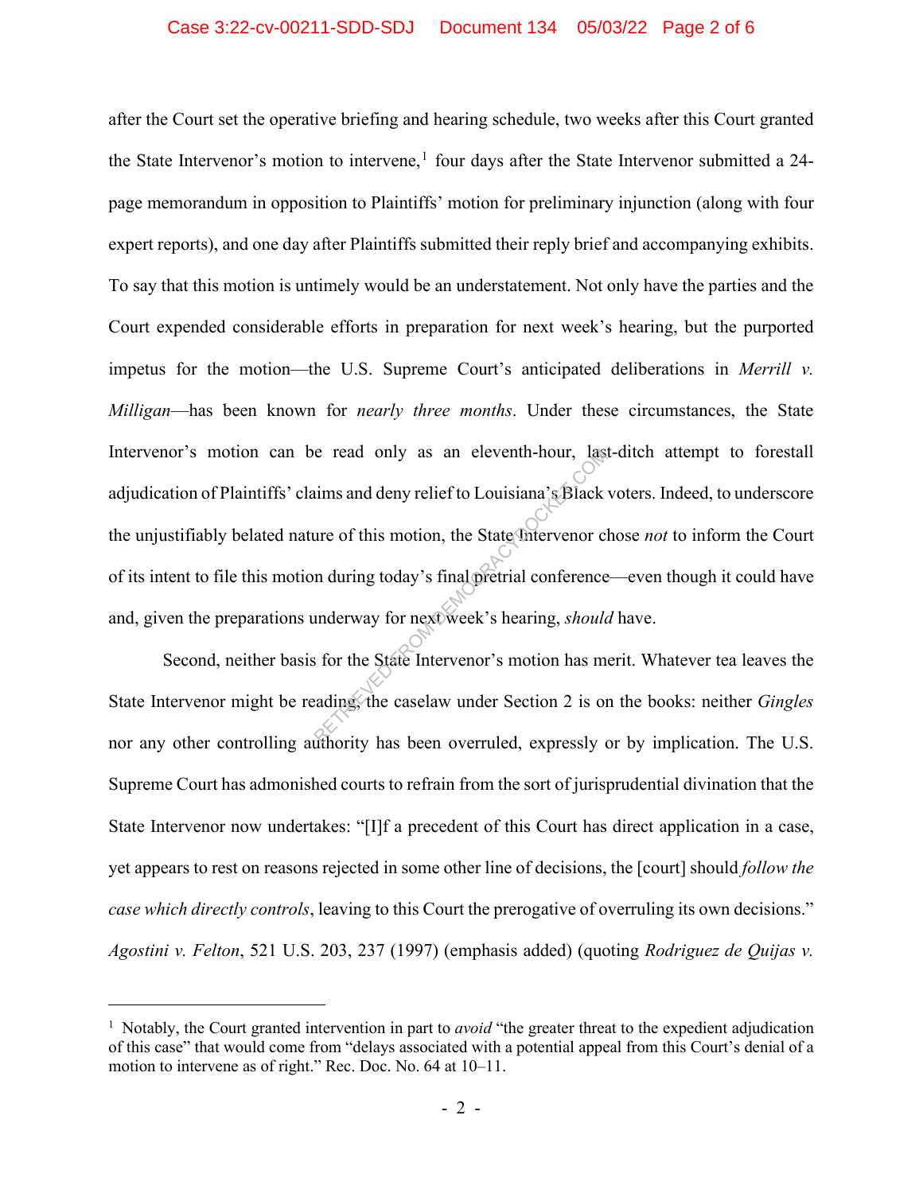after the Court set the operative briefing and hearing schedule, two weeks after this Court granted the State Intervenor's motion to intervene,[1] four days after the State Intervenor submitted a 24-page memorandum in opposition to Plaintiffs' motion for preliminary injunction (along with four expert reports), and one day after Plaintiffs submitted their reply brief and accompanying exhibits. To say that this motion is untimely would be an understatement. Not only have the parties and the Court expended considerable efforts in preparation for next week's hearing, but the purported impetus for the motion—the U.S. Supreme Court's anticipated deliberations in *Merrill v. Milligan*—has been known for *nearly three months*. Under these circumstances, the State Intervenor's motion can be read only as an eleventh-hour, last-ditch attempt to forestall adjudication of Plaintiffs' claims and deny relief to Louisiana's Black voters. Indeed, to underscore the unjustifiably belated nature of this motion, the State Intervenor chose *not* to inform the Court of its intent to file this motion during today's final pretrial conference—even though it could have and, given the preparations underway for next week's hearing, *should* have.

Second, neither basis for the State Intervenor's motion has merit. Whatever tea leaves the State Intervenor might be reading, the caselaw under Section 2 is on the books: neither *Gingles* nor any other controlling authority has been overruled, expressly or by implication. The U.S. Supreme Court has admonished courts to refrain from the sort of jurisprudential divination that the State Intervenor now undertakes: "[I]f a precedent of this Court has direct application in a case, yet appears to rest on reasons rejected in some other line of decisions, the [court] should *follow the case which directly controls*, leaving to this Court the prerogative of overruling its own decisions." *Agostini v. Felton*, 521 U.S. 203, 237 (1997) (emphasis added) (quoting *Rodriguez de Quijas v.*

---

[1] Notably, the Court granted intervention in part to *avoid* "the greater threat to the expedient adjudication of this case" that would come from "delays associated with a potential appeal from this Court's denial of a motion to intervene as of right." Rec. Doc. No. 64 at 10–11.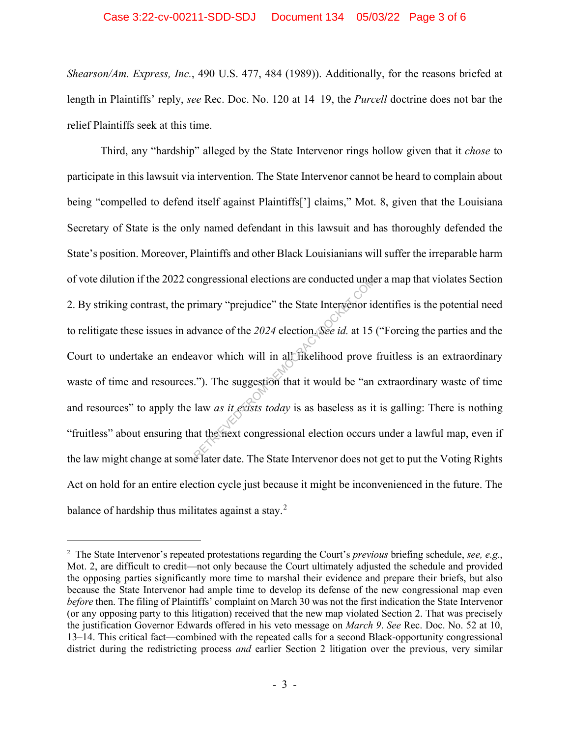*Shearson/Am. Express, Inc.*, 490 U.S. 477, 484 (1989)). Additionally, for the reasons briefed at length in Plaintiffs' reply, *see* Rec. Doc. No. 120 at 14–19, the *Purcell* doctrine does not bar the relief Plaintiffs seek at this time.

Third, any "hardship" alleged by the State Intervenor rings hollow given that it *chose* to participate in this lawsuit via intervention. The State Intervenor cannot be heard to complain about being "compelled to defend itself against Plaintiffs['] claims," Mot. 8, given that the Louisiana Secretary of State is the only named defendant in this lawsuit and has thoroughly defended the State's position. Moreover, Plaintiffs and other Black Louisianians will suffer the irreparable harm of vote dilution if the 2022 congressional elections are conducted under a map that violates Section 2. By striking contrast, the primary "prejudice" the State Intervenor identifies is the potential need to relitigate these issues in advance of the *2024* election. *See id.* at 15 ("Forcing the parties and the Court to undertake an endeavor which will in all likelihood prove fruitless is an extraordinary waste of time and resources."). The suggestion that it would be "an extraordinary waste of time and resources" to apply the law *as it exists today* is as baseless as it is galling: There is nothing "fruitless" about ensuring that the next congressional election occurs under a lawful map, even if the law might change at some later date. The State Intervenor does not get to put the Voting Rights Act on hold for an entire election cycle just because it might be inconvenienced in the future. The balance of hardship thus militates against a stay.[2]

[2] The State Intervenor's repeated protestations regarding the Court's *previous* briefing schedule, *see, e.g.*, Mot. 2, are difficult to credit—not only because the Court ultimately adjusted the schedule and provided the opposing parties significantly more time to marshal their evidence and prepare their briefs, but also because the State Intervenor had ample time to develop its defense of the new congressional map even *before* then. The filing of Plaintiffs' complaint on March 30 was not the first indication the State Intervenor (or any opposing party to this litigation) received that the new map violated Section 2. That was precisely the justification Governor Edwards offered in his veto message on *March 9*. *See* Rec. Doc. No. 52 at 10, 13–14. This critical fact—combined with the repeated calls for a second Black-opportunity congressional district during the redistricting process *and* earlier Section 2 litigation over the previous, very similar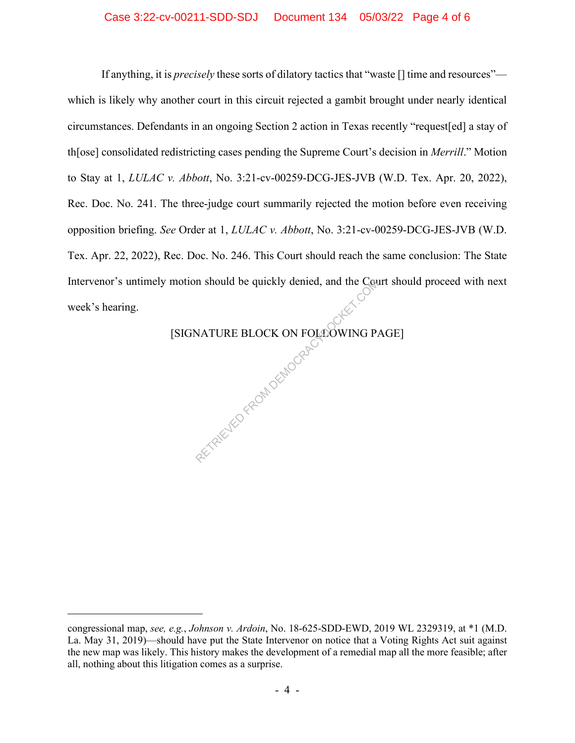If anything, it is *precisely* these sorts of dilatory tactics that "waste [] time and resources"—which is likely why another court in this circuit rejected a gambit brought under nearly identical circumstances. Defendants in an ongoing Section 2 action in Texas recently "request[ed] a stay of th[ose] consolidated redistricting cases pending the Supreme Court's decision in *Merrill*." Motion to Stay at 1, *LULAC v. Abbott*, No. 3:21-cv-00259-DCG-JES-JVB (W.D. Tex. Apr. 20, 2022), Rec. Doc. No. 241. The three-judge court summarily rejected the motion before even receiving opposition briefing. *See* Order at 1, *LULAC v. Abbott*, No. 3:21-cv-00259-DCG-JES-JVB (W.D. Tex. Apr. 22, 2022), Rec. Doc. No. 246. This Court should reach the same conclusion: The State Intervenor's untimely motion should be quickly denied, and the Court should proceed with next week's hearing.

[SIGNATURE BLOCK ON FOLLOWING PAGE]

---

congressional map, *see, e.g.*, *Johnson v. Ardoin*, No. 18-625-SDD-EWD, 2019 WL 2329319, at *1 (M.D. La. May 31, 2019)—should have put the State Intervenor on notice that a Voting Rights Act suit against the new map was likely. This history makes the development of a remedial map all the more feasible; after all, nothing about this litigation comes as a surprise.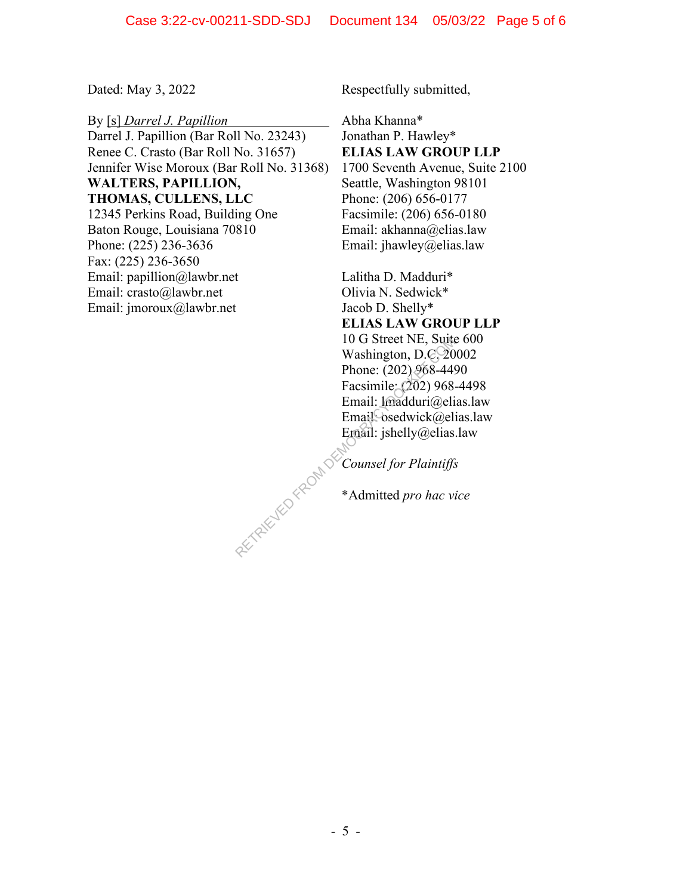Dated: May 3, 2022

By [s] *Darrel J. Papillion*
Darrel J. Papillion (Bar Roll No. 23243)
Renee C. Crasto (Bar Roll No. 31657)
Jennifer Wise Moroux (Bar Roll No. 31368)
**WALTERS, PAPILLION,**
**THOMAS, CULLENS, LLC**
12345 Perkins Road, Building One
Baton Rouge, Louisiana 70810
Phone: (225) 236-3636
Fax: (225) 236-3650
Email: papillion@lawbr.net
Email: crasto@lawbr.net
Email: jmoroux@lawbr.net

Respectfully submitted,

Abha Khanna*
Jonathan P. Hawley*
**ELIAS LAW GROUP LLP**
1700 Seventh Avenue, Suite 2100
Seattle, Washington 98101
Phone: (206) 656-0177
Facsimile: (206) 656-0180
Email: akhanna@elias.law
Email: jhawley@elias.law

Lalitha D. Madduri*
Olivia N. Sedwick*
Jacob D. Shelly*
**ELIAS LAW GROUP LLP**
10 G Street NE, Suite 600
Washington, D.C. 20002
Phone: (202) 968-4490
Facsimile: (202) 968-4498
Email: lmadduri@elias.law
Email: osedwick@elias.law
Email: jshelly@elias.law

*Counsel for Plaintiffs*

*Admitted *pro hac vice*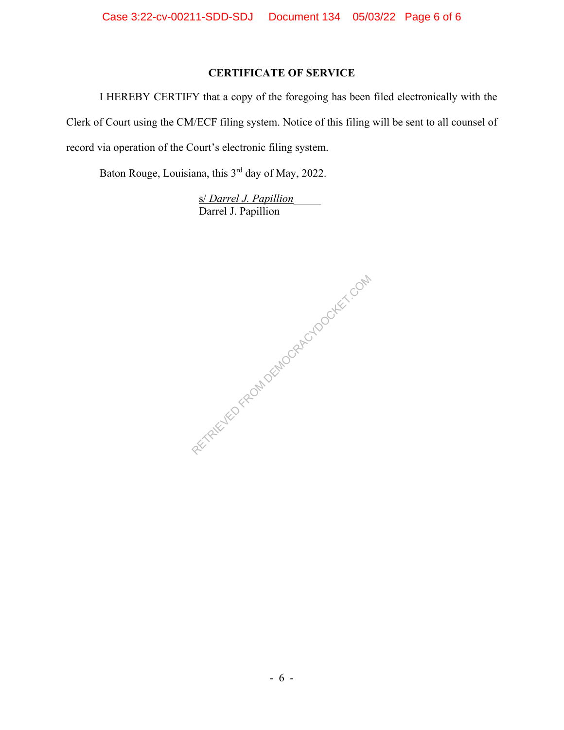## CERTIFICATE OF SERVICE

I HEREBY CERTIFY that a copy of the foregoing has been filed electronically with the Clerk of Court using the CM/ECF filing system. Notice of this filing will be sent to all counsel of record via operation of the Court's electronic filing system.

Baton Rouge, Louisiana, this 3rd day of May, 2022.

s/ *Darrel J. Papillion*_____
Darrel J. Papillion